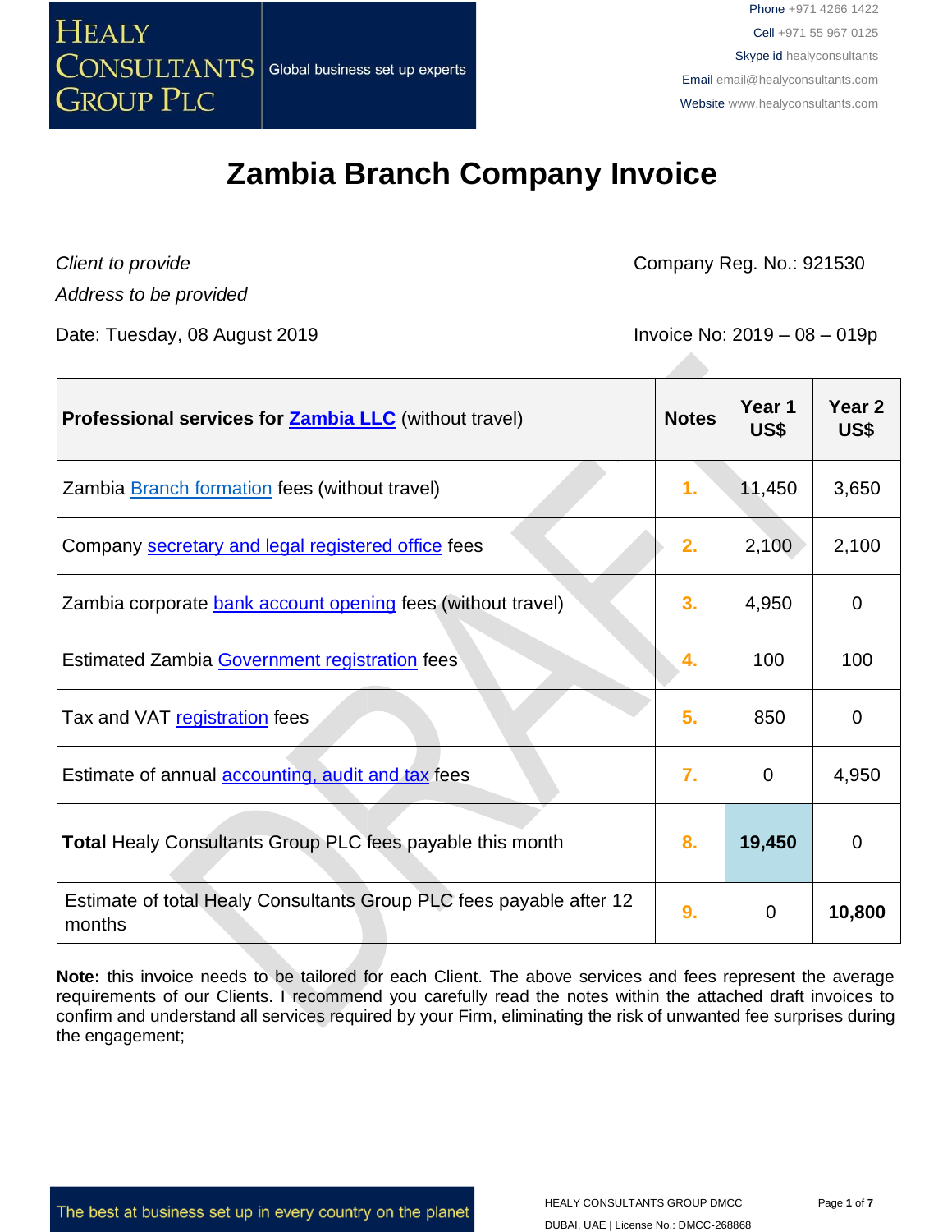# Zambia Branch Company Invoice

*Client to provide*

*Address to be provided*

Company Reg. No.: 921530

Date: Tuesday, 08 August 2019

Invoice No: 2019 – 08 – 019p

| **Professional services for Zambia LLC** (without travel) | **Notes** | **Year 1 US$** | **Year 2 US$** |
|---|---|---|---|
| Zambia Branch formation fees (without travel) | 1. | 11,450 | 3,650 |
| Company secretary and legal registered office fees | 2. | 2,100 | 2,100 |
| Zambia corporate bank account opening fees (without travel) | 3. | 4,950 | 0 |
| Estimated Zambia Government registration fees | 4. | 100 | 100 |
| Tax and VAT registration fees | 5. | 850 | 0 |
| Estimate of annual accounting, audit and tax fees | 7. | 0 | 4,950 |
| **Total** Healy Consultants Group PLC fees payable this month | 8. | **19,450** | 0 |
| Estimate of total Healy Consultants Group PLC fees payable after 12 months | 9. | 0 | **10,800** |

**Note:** this invoice needs to be tailored for each Client. The above services and fees represent the average requirements of our Clients. I recommend you carefully read the notes within the attached draft invoices to confirm and understand all services required by your Firm, eliminating the risk of unwanted fee surprises during the engagement;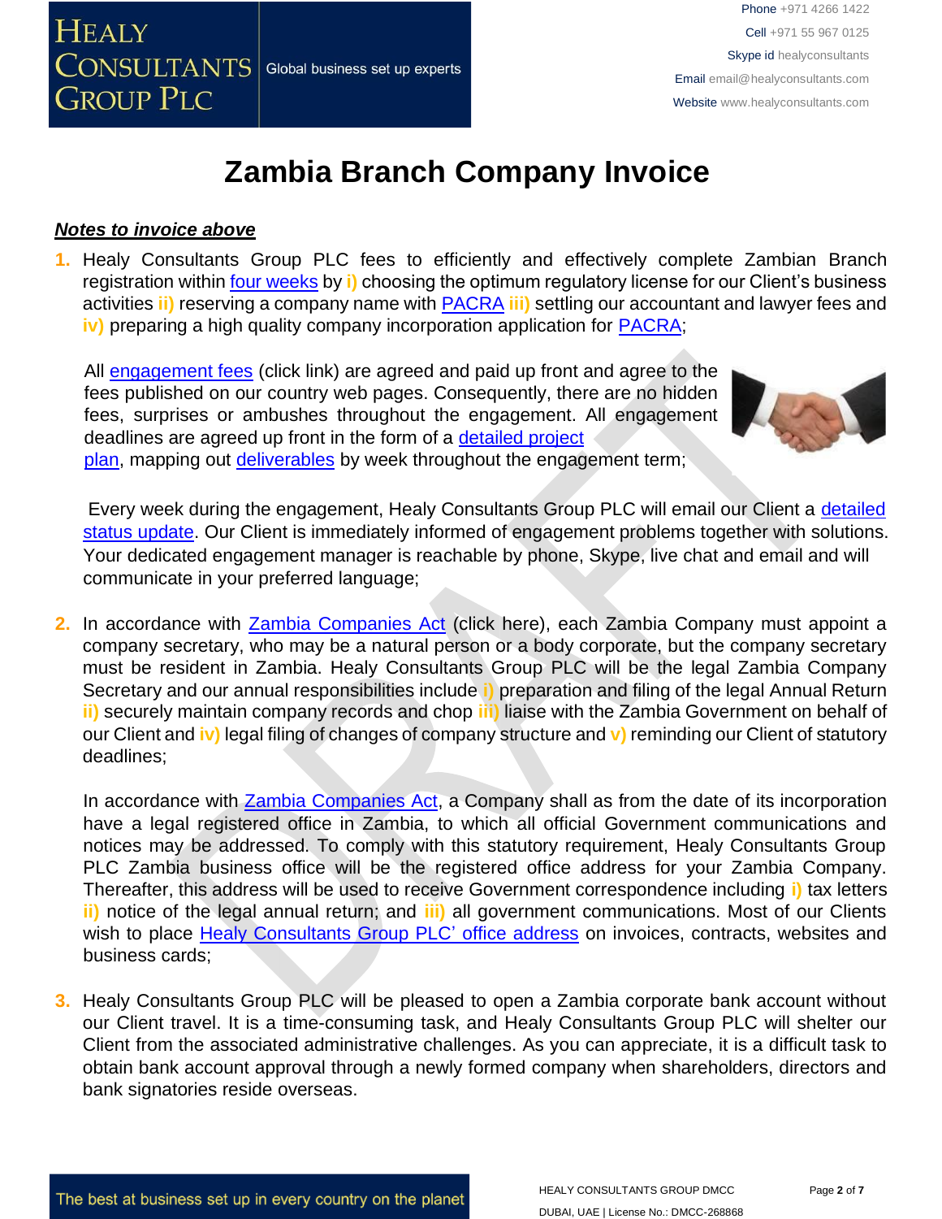# Zambia Branch Company Invoice

***Notes to invoice above***

1. Healy Consultants Group PLC fees to efficiently and effectively complete Zambian Branch registration within four weeks by **i)** choosing the optimum regulatory license for our Client's business activities **ii)** reserving a company name with PACRA **iii)** settling our accountant and lawyer fees and **iv)** preparing a high quality company incorporation application for PACRA;

   All engagement fees (click link) are agreed and paid up front and agree to the fees published on our country web pages. Consequently, there are no hidden fees, surprises or ambushes throughout the engagement. All engagement deadlines are agreed up front in the form of a detailed project plan, mapping out deliverables by week throughout the engagement term;

   Every week during the engagement, Healy Consultants Group PLC will email our Client a detailed status update. Our Client is immediately informed of engagement problems together with solutions. Your dedicated engagement manager is reachable by phone, Skype, live chat and email and will communicate in your preferred language;

2. In accordance with Zambia Companies Act (click here), each Zambia Company must appoint a company secretary, who may be a natural person or a body corporate, but the company secretary must be resident in Zambia. Healy Consultants Group PLC will be the legal Zambia Company Secretary and our annual responsibilities include **i)** preparation and filing of the legal Annual Return **ii)** securely maintain company records and chop **iii)** liaise with the Zambia Government on behalf of our Client and **iv)** legal filing of changes of company structure and **v)** reminding our Client of statutory deadlines;

   In accordance with Zambia Companies Act, a Company shall as from the date of its incorporation have a legal registered office in Zambia, to which all official Government communications and notices may be addressed. To comply with this statutory requirement, Healy Consultants Group PLC Zambia business office will be the registered office address for your Zambia Company. Thereafter, this address will be used to receive Government correspondence including **i)** tax letters **ii)** notice of the legal annual return; and **iii)** all government communications. Most of our Clients wish to place Healy Consultants Group PLC' office address on invoices, contracts, websites and business cards;

3. Healy Consultants Group PLC will be pleased to open a Zambia corporate bank account without our Client travel. It is a time-consuming task, and Healy Consultants Group PLC will shelter our Client from the associated administrative challenges. As you can appreciate, it is a difficult task to obtain bank account approval through a newly formed company when shareholders, directors and bank signatories reside overseas.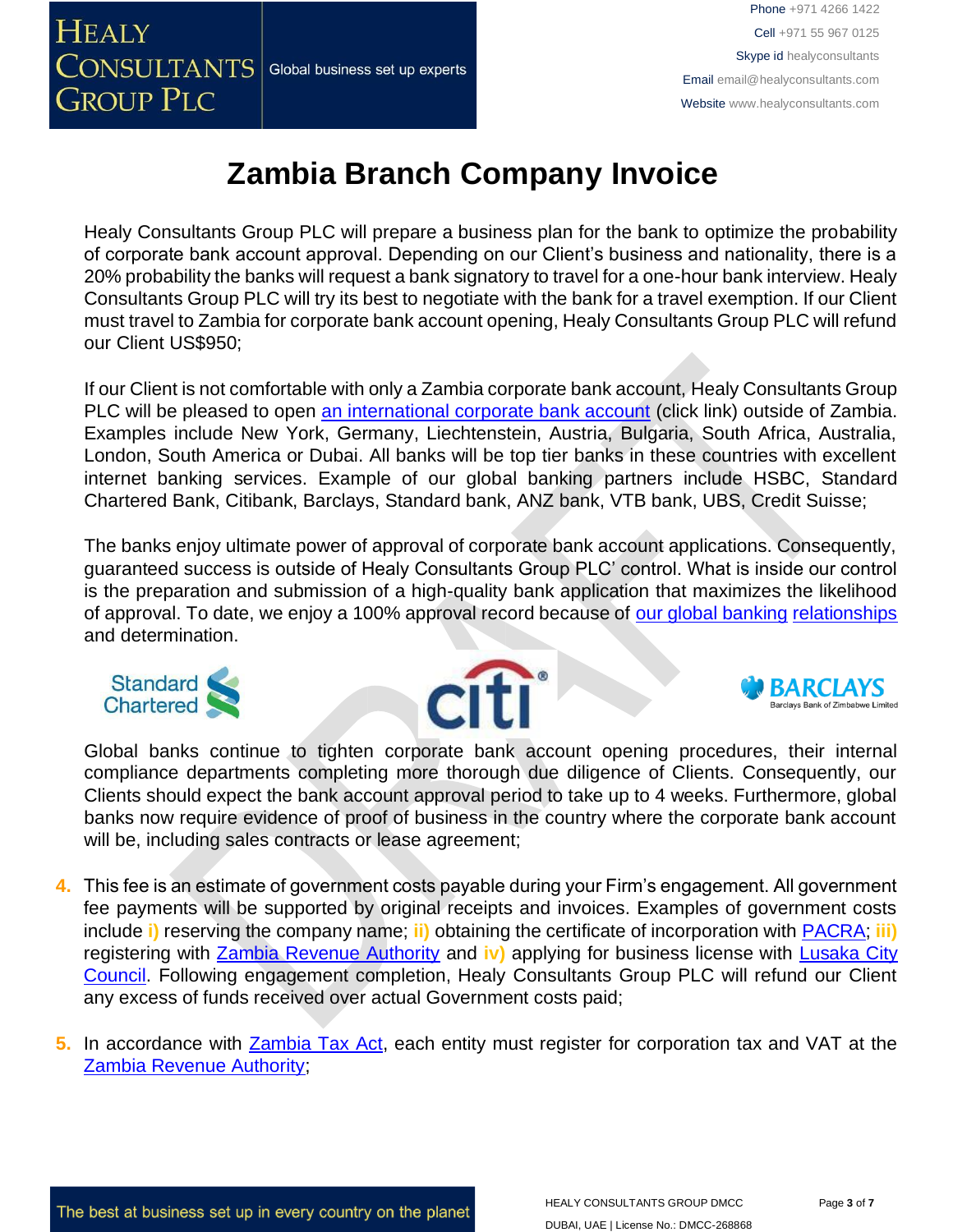# Zambia Branch Company Invoice

Healy Consultants Group PLC will prepare a business plan for the bank to optimize the probability of corporate bank account approval. Depending on our Client's business and nationality, there is a 20% probability the banks will request a bank signatory to travel for a one-hour bank interview. Healy Consultants Group PLC will try its best to negotiate with the bank for a travel exemption. If our Client must travel to Zambia for corporate bank account opening, Healy Consultants Group PLC will refund our Client US$950;

If our Client is not comfortable with only a Zambia corporate bank account, Healy Consultants Group PLC will be pleased to open an international corporate bank account (click link) outside of Zambia. Examples include New York, Germany, Liechtenstein, Austria, Bulgaria, South Africa, Australia, London, South America or Dubai. All banks will be top tier banks in these countries with excellent internet banking services. Example of our global banking partners include HSBC, Standard Chartered Bank, Citibank, Barclays, Standard bank, ANZ bank, VTB bank, UBS, Credit Suisse;

The banks enjoy ultimate power of approval of corporate bank account applications. Consequently, guaranteed success is outside of Healy Consultants Group PLC' control. What is inside our control is the preparation and submission of a high-quality bank application that maximizes the likelihood of approval. To date, we enjoy a 100% approval record because of our global banking relationships and determination.

Global banks continue to tighten corporate bank account opening procedures, their internal compliance departments completing more thorough due diligence of Clients. Consequently, our Clients should expect the bank account approval period to take up to 4 weeks. Furthermore, global banks now require evidence of proof of business in the country where the corporate bank account will be, including sales contracts or lease agreement;

4. This fee is an estimate of government costs payable during your Firm's engagement. All government fee payments will be supported by original receipts and invoices. Examples of government costs include **i)** reserving the company name; **ii)** obtaining the certificate of incorporation with PACRA; **iii)** registering with Zambia Revenue Authority and **iv)** applying for business license with Lusaka City Council. Following engagement completion, Healy Consultants Group PLC will refund our Client any excess of funds received over actual Government costs paid;

5. In accordance with Zambia Tax Act, each entity must register for corporation tax and VAT at the Zambia Revenue Authority;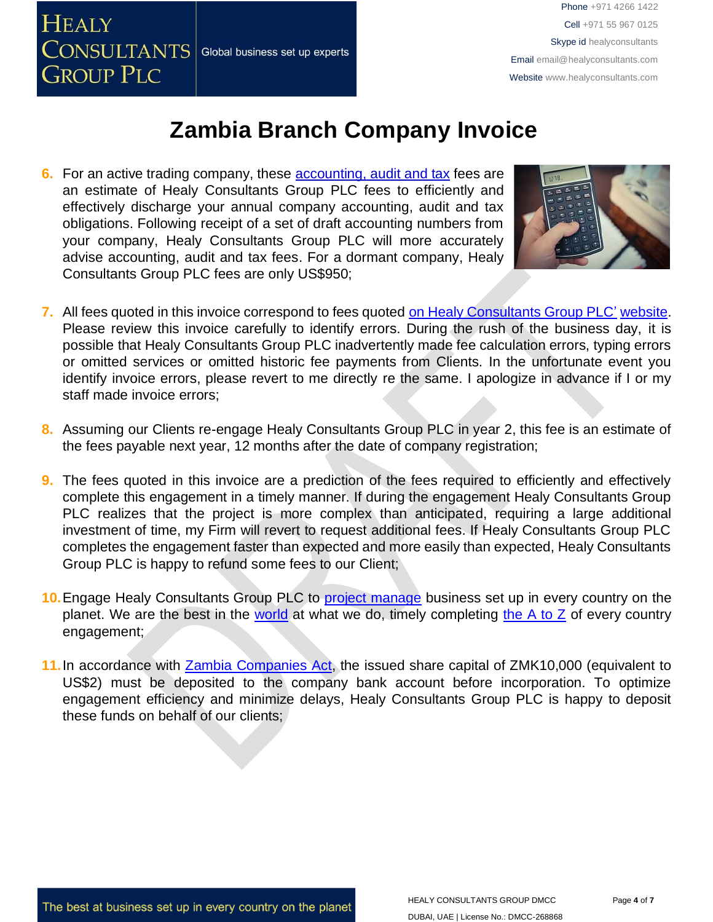# Zambia Branch Company Invoice

6. For an active trading company, these accounting, audit and tax fees are an estimate of Healy Consultants Group PLC fees to efficiently and effectively discharge your annual company accounting, audit and tax obligations. Following receipt of a set of draft accounting numbers from your company, Healy Consultants Group PLC will more accurately advise accounting, audit and tax fees. For a dormant company, Healy Consultants Group PLC fees are only US$950;

7. All fees quoted in this invoice correspond to fees quoted on Healy Consultants Group PLC' website. Please review this invoice carefully to identify errors. During the rush of the business day, it is possible that Healy Consultants Group PLC inadvertently made fee calculation errors, typing errors or omitted services or omitted historic fee payments from Clients. In the unfortunate event you identify invoice errors, please revert to me directly re the same. I apologize in advance if I or my staff made invoice errors;

8. Assuming our Clients re-engage Healy Consultants Group PLC in year 2, this fee is an estimate of the fees payable next year, 12 months after the date of company registration;

9. The fees quoted in this invoice are a prediction of the fees required to efficiently and effectively complete this engagement in a timely manner. If during the engagement Healy Consultants Group PLC realizes that the project is more complex than anticipated, requiring a large additional investment of time, my Firm will revert to request additional fees. If Healy Consultants Group PLC completes the engagement faster than expected and more easily than expected, Healy Consultants Group PLC is happy to refund some fees to our Client;

10. Engage Healy Consultants Group PLC to project manage business set up in every country on the planet. We are the best in the world at what we do, timely completing the A to Z of every country engagement;

11. In accordance with Zambia Companies Act, the issued share capital of ZMK10,000 (equivalent to US$2) must be deposited to the company bank account before incorporation. To optimize engagement efficiency and minimize delays, Healy Consultants Group PLC is happy to deposit these funds on behalf of our clients;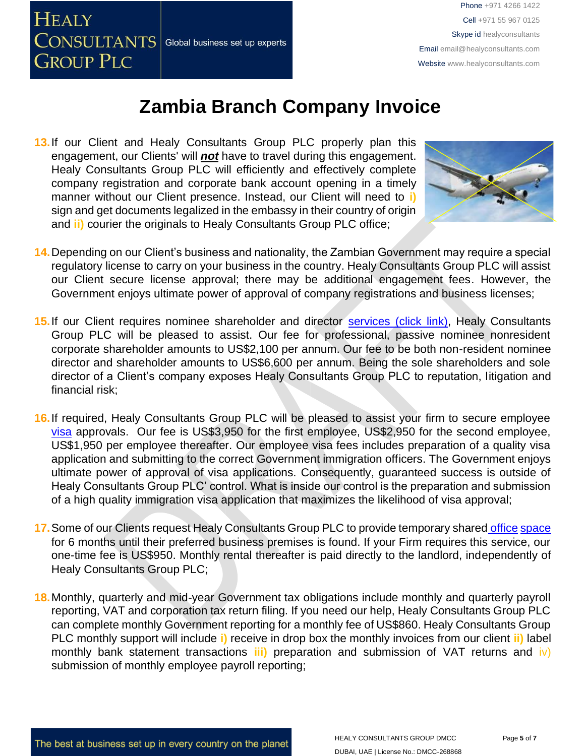# Zambia Branch Company Invoice

13. If our Client and Healy Consultants Group PLC properly plan this engagement, our Clients' will ***not*** have to travel during this engagement. Healy Consultants Group PLC will efficiently and effectively complete company registration and corporate bank account opening in a timely manner without our Client presence. Instead, our Client will need to **i)** sign and get documents legalized in the embassy in their country of origin and **ii)** courier the originals to Healy Consultants Group PLC office;

14. Depending on our Client's business and nationality, the Zambian Government may require a special regulatory license to carry on your business in the country. Healy Consultants Group PLC will assist our Client secure license approval; there may be additional engagement fees. However, the Government enjoys ultimate power of approval of company registrations and business licenses;

15. If our Client requires nominee shareholder and director services (click link), Healy Consultants Group PLC will be pleased to assist. Our fee for professional, passive nominee nonresident corporate shareholder amounts to US$2,100 per annum. Our fee to be both non-resident nominee director and shareholder amounts to US$6,600 per annum. Being the sole shareholders and sole director of a Client's company exposes Healy Consultants Group PLC to reputation, litigation and financial risk;

16. If required, Healy Consultants Group PLC will be pleased to assist your firm to secure employee visa approvals. Our fee is US$3,950 for the first employee, US$2,950 for the second employee, US$1,950 per employee thereafter. Our employee visa fees includes preparation of a quality visa application and submitting to the correct Government immigration officers. The Government enjoys ultimate power of approval of visa applications. Consequently, guaranteed success is outside of Healy Consultants Group PLC' control. What is inside our control is the preparation and submission of a high quality immigration visa application that maximizes the likelihood of visa approval;

17. Some of our Clients request Healy Consultants Group PLC to provide temporary shared office space for 6 months until their preferred business premises is found. If your Firm requires this service, our one-time fee is US$950. Monthly rental thereafter is paid directly to the landlord, independently of Healy Consultants Group PLC;

18. Monthly, quarterly and mid-year Government tax obligations include monthly and quarterly payroll reporting, VAT and corporation tax return filing. If you need our help, Healy Consultants Group PLC can complete monthly Government reporting for a monthly fee of US$860. Healy Consultants Group PLC monthly support will include **i)** receive in drop box the monthly invoices from our client **ii)** label monthly bank statement transactions **iii)** preparation and submission of VAT returns and iv) submission of monthly employee payroll reporting;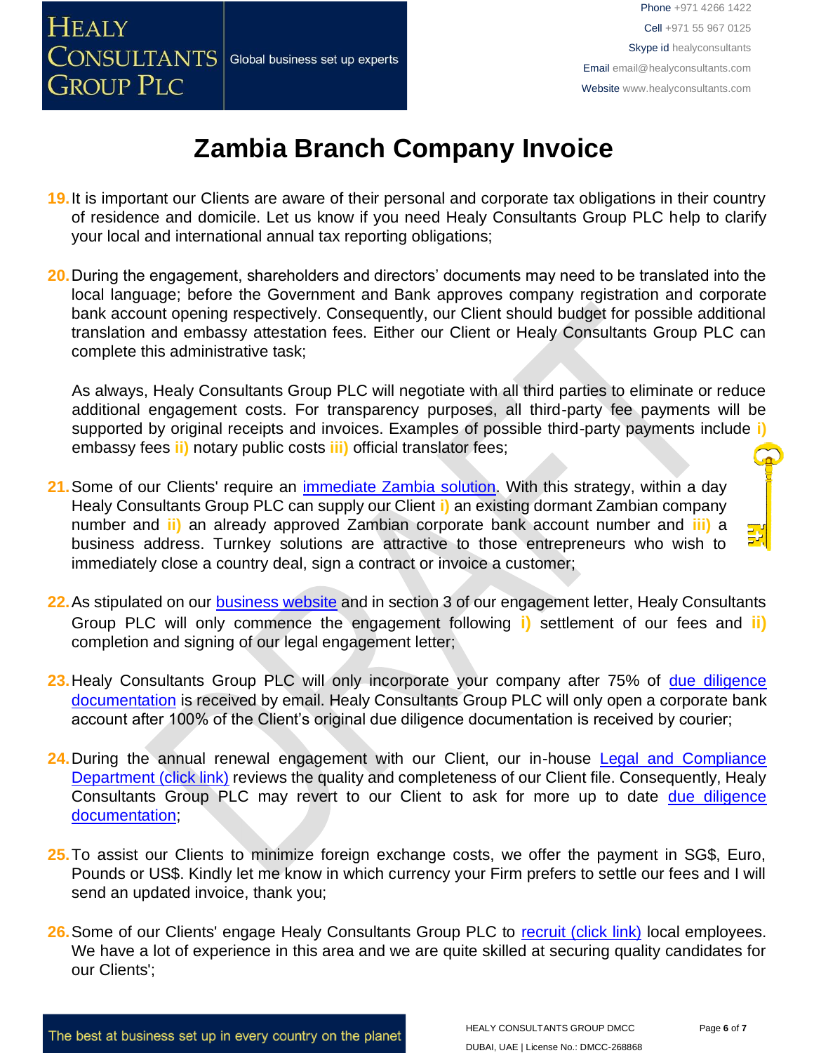# Zambia Branch Company Invoice

19. It is important our Clients are aware of their personal and corporate tax obligations in their country of residence and domicile. Let us know if you need Healy Consultants Group PLC help to clarify your local and international annual tax reporting obligations;

20. During the engagement, shareholders and directors' documents may need to be translated into the local language; before the Government and Bank approves company registration and corporate bank account opening respectively. Consequently, our Client should budget for possible additional translation and embassy attestation fees. Either our Client or Healy Consultants Group PLC can complete this administrative task;

    As always, Healy Consultants Group PLC will negotiate with all third parties to eliminate or reduce additional engagement costs. For transparency purposes, all third-party fee payments will be supported by original receipts and invoices. Examples of possible third-party payments include **i)** embassy fees **ii)** notary public costs **iii)** official translator fees;

21. Some of our Clients' require an [immediate Zambia solution](). With this strategy, within a day Healy Consultants Group PLC can supply our Client **i)** an existing dormant Zambian company number and **ii)** an already approved Zambian corporate bank account number and **iii)** a business address. Turnkey solutions are attractive to those entrepreneurs who wish to immediately close a country deal, sign a contract or invoice a customer;

22. As stipulated on our [business website]() and in section 3 of our engagement letter, Healy Consultants Group PLC will only commence the engagement following **i)** settlement of our fees and **ii)** completion and signing of our legal engagement letter;

23. Healy Consultants Group PLC will only incorporate your company after 75% of [due diligence documentation]() is received by email. Healy Consultants Group PLC will only open a corporate bank account after 100% of the Client's original due diligence documentation is received by courier;

24. During the annual renewal engagement with our Client, our in-house [Legal and Compliance Department (click link)]() reviews the quality and completeness of our Client file. Consequently, Healy Consultants Group PLC may revert to our Client to ask for more up to date [due diligence documentation]();

25. To assist our Clients to minimize foreign exchange costs, we offer the payment in SG$, Euro, Pounds or US$. Kindly let me know in which currency your Firm prefers to settle our fees and I will send an updated invoice, thank you;

26. Some of our Clients' engage Healy Consultants Group PLC to [recruit (click link)]() local employees. We have a lot of experience in this area and we are quite skilled at securing quality candidates for our Clients';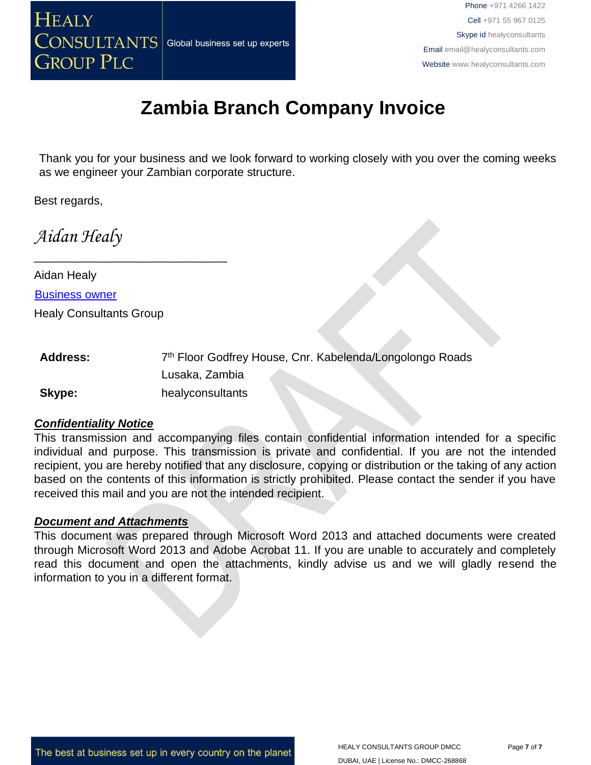# Zambia Branch Company Invoice

Thank you for your business and we look forward to working closely with you over the coming weeks as we engineer your Zambian corporate structure.

Best regards,

*Aidan Healy*

\_\_\_\_\_\_\_\_\_\_\_\_\_\_\_\_\_\_\_\_\_\_\_\_\_\_\_\_\_\_

Aidan Healy

Business owner

Healy Consultants Group

| | |
|---|---|
| **Address:** | 7th Floor Godfrey House, Cnr. Kabelenda/Longolongo Roads<br>Lusaka, Zambia |
| **Skype:** | healyconsultants |

***Confidentiality Notice***

This transmission and accompanying files contain confidential information intended for a specific individual and purpose. This transmission is private and confidential. If you are not the intended recipient, you are hereby notified that any disclosure, copying or distribution or the taking of any action based on the contents of this information is strictly prohibited. Please contact the sender if you have received this mail and you are not the intended recipient.

***Document and Attachments***

This document was prepared through Microsoft Word 2013 and attached documents were created through Microsoft Word 2013 and Adobe Acrobat 11. If you are unable to accurately and completely read this document and open the attachments, kindly advise us and we will gladly resend the information to you in a different format.